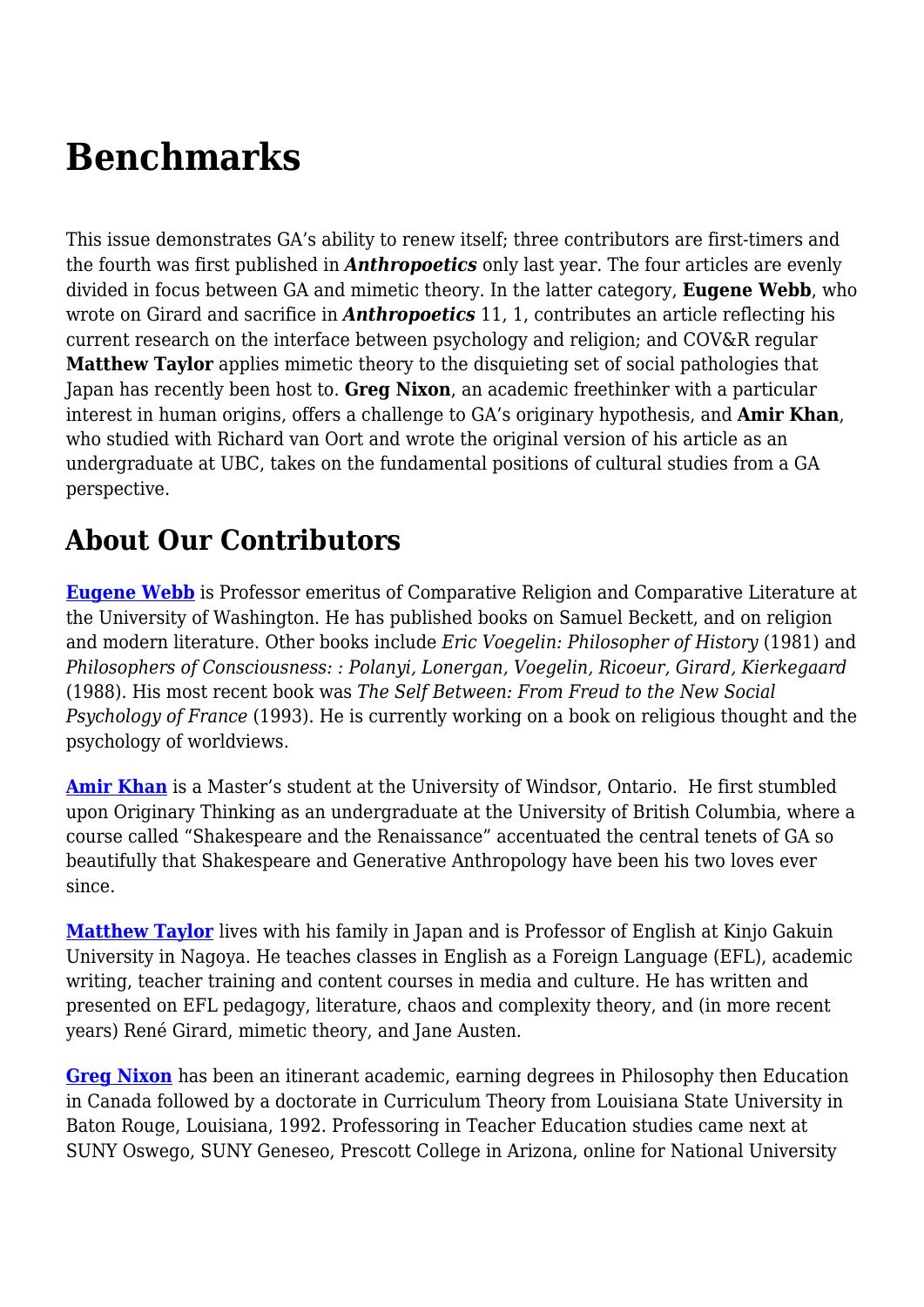# Benchmarks

This issue demonstrates GA's ability to renew itself; three contributors are first-timers and the fourth was first published in ***Anthropoetics*** only last year. The four articles are evenly divided in focus between GA and mimetic theory. In the latter category, **Eugene Webb**, who wrote on Girard and sacrifice in ***Anthropoetics*** 11, 1, contributes an article reflecting his current research on the interface between psychology and religion; and COV&R regular **Matthew Taylor** applies mimetic theory to the disquieting set of social pathologies that Japan has recently been host to. **Greg Nixon**, an academic freethinker with a particular interest in human origins, offers a challenge to GA's originary hypothesis, and **Amir Khan**, who studied with Richard van Oort and wrote the original version of his article as an undergraduate at UBC, takes on the fundamental positions of cultural studies from a GA perspective.

## About Our Contributors

**Eugene Webb** is Professor emeritus of Comparative Religion and Comparative Literature at the University of Washington. He has published books on Samuel Beckett, and on religion and modern literature. Other books include *Eric Voegelin: Philosopher of History* (1981) and *Philosophers of Consciousness: : Polanyi, Lonergan, Voegelin, Ricoeur, Girard, Kierkegaard* (1988). His most recent book was *The Self Between: From Freud to the New Social Psychology of France* (1993). He is currently working on a book on religious thought and the psychology of worldviews.

**Amir Khan** is a Master's student at the University of Windsor, Ontario. He first stumbled upon Originary Thinking as an undergraduate at the University of British Columbia, where a course called "Shakespeare and the Renaissance" accentuated the central tenets of GA so beautifully that Shakespeare and Generative Anthropology have been his two loves ever since.

**Matthew Taylor** lives with his family in Japan and is Professor of English at Kinjo Gakuin University in Nagoya. He teaches classes in English as a Foreign Language (EFL), academic writing, teacher training and content courses in media and culture. He has written and presented on EFL pedagogy, literature, chaos and complexity theory, and (in more recent years) René Girard, mimetic theory, and Jane Austen.

**Greg Nixon** has been an itinerant academic, earning degrees in Philosophy then Education in Canada followed by a doctorate in Curriculum Theory from Louisiana State University in Baton Rouge, Louisiana, 1992. Professoring in Teacher Education studies came next at SUNY Oswego, SUNY Geneseo, Prescott College in Arizona, online for National University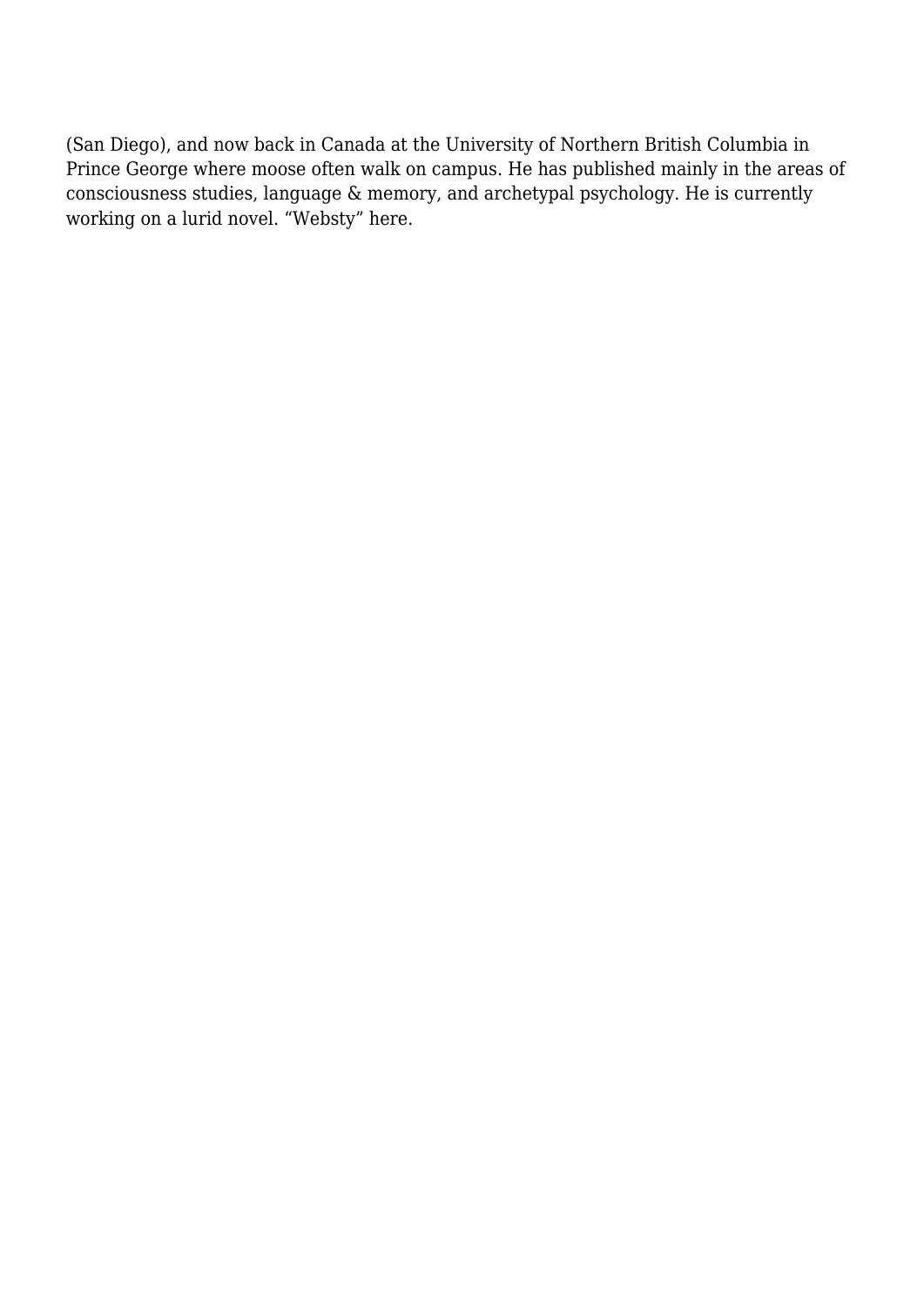(San Diego), and now back in Canada at the University of Northern British Columbia in Prince George where moose often walk on campus. He has published mainly in the areas of consciousness studies, language & memory, and archetypal psychology. He is currently working on a lurid novel. “Websty” here.